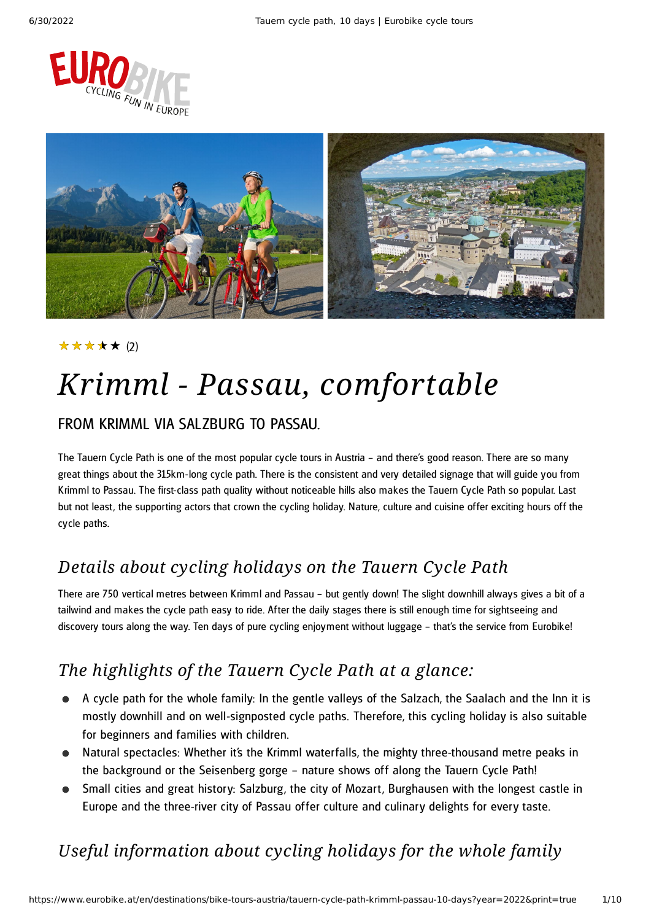★★★★★ (2)

# Krimml - Passau, comfortable

## FROM KRIMML VIA SALZBURG TO PASSAU.

The Tauern Cycle Path is one of the most popular cycle tours in Austria – and there's good reason. There are so many great things about the 315km-long cycle path. There is the consistent and very detailed signage that will guide you from Krimml to Passau. The first-class path quality without noticeable hills also makes the Tauern Cycle Path so popular. Last but not least, the supporting actors that crown the cycling holiday. Nature, culture and cuisine offer exciting hours off the cycle paths.

## *Details about cycling holidays on the Tauern Cycle Path*

There are 750 vertical metres between Krimml and Passau – but gently down! The slight downhill always gives a bit of a tailwind and makes the cycle path easy to ride. After the daily stages there is still enough time for sightseeing and discovery tours along the way. Ten days of pure cycling enjoyment without luggage – that's the service from Eurobike!

## *The highlights of the Tauern Cycle Path at a glance:*

- A cycle path for the whole family: In the gentle valleys of the Salzach, the Saalach and the Inn it is mostly downhill and on well-signposted cycle paths. Therefore, this cycling holiday is also suitable for beginners and families with children.
- Natural spectacles: Whether it's the Krimml waterfalls, the mighty three-thousand metre peaks in the background or the Seisenberg gorge – nature shows off along the Tauern Cycle Path!
- Small cities and great history: Salzburg, the city of Mozart, Burghausen with the longest castle in Europe and the three-river city of Passau offer culture and culinary delights for every taste.

## *Useful information about cycling holidays for the whole family*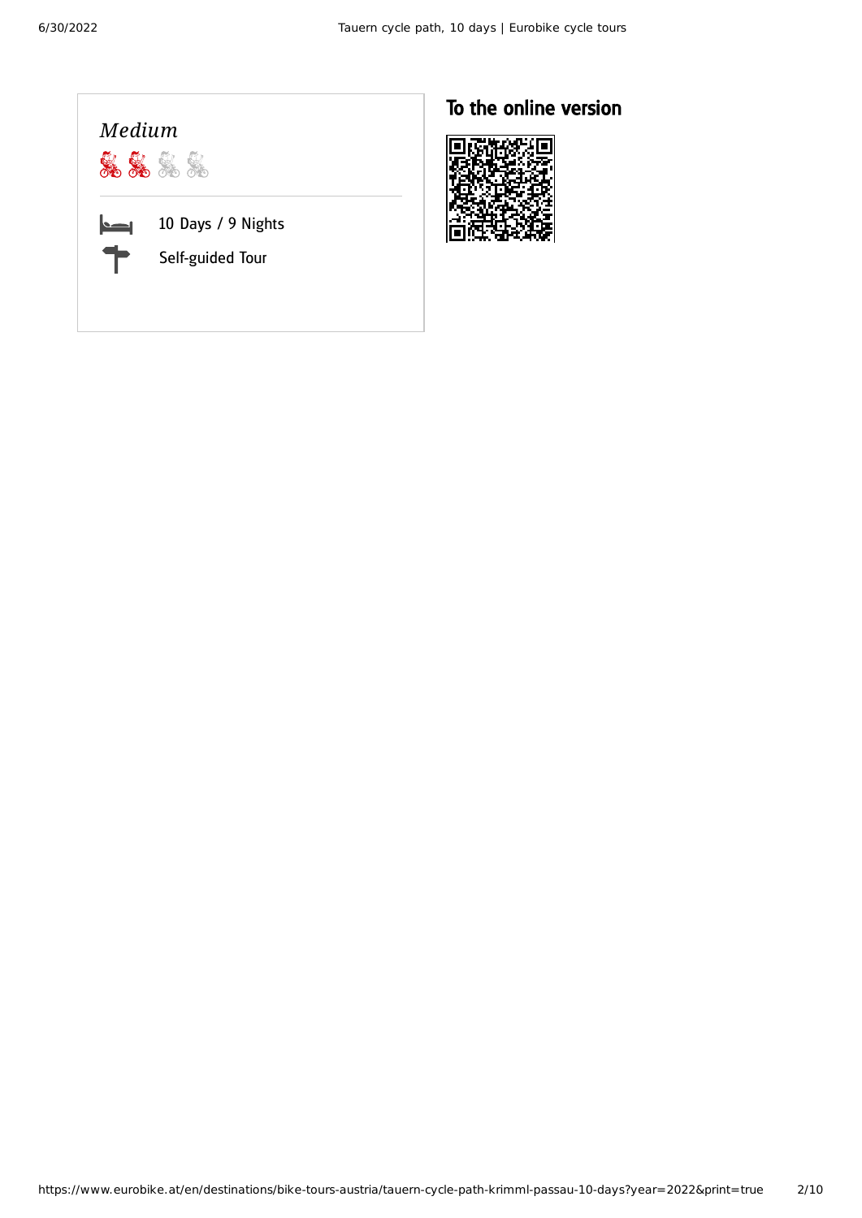*Medium*

10 Days / 9 Nights

Self-guided Tour

## To the online version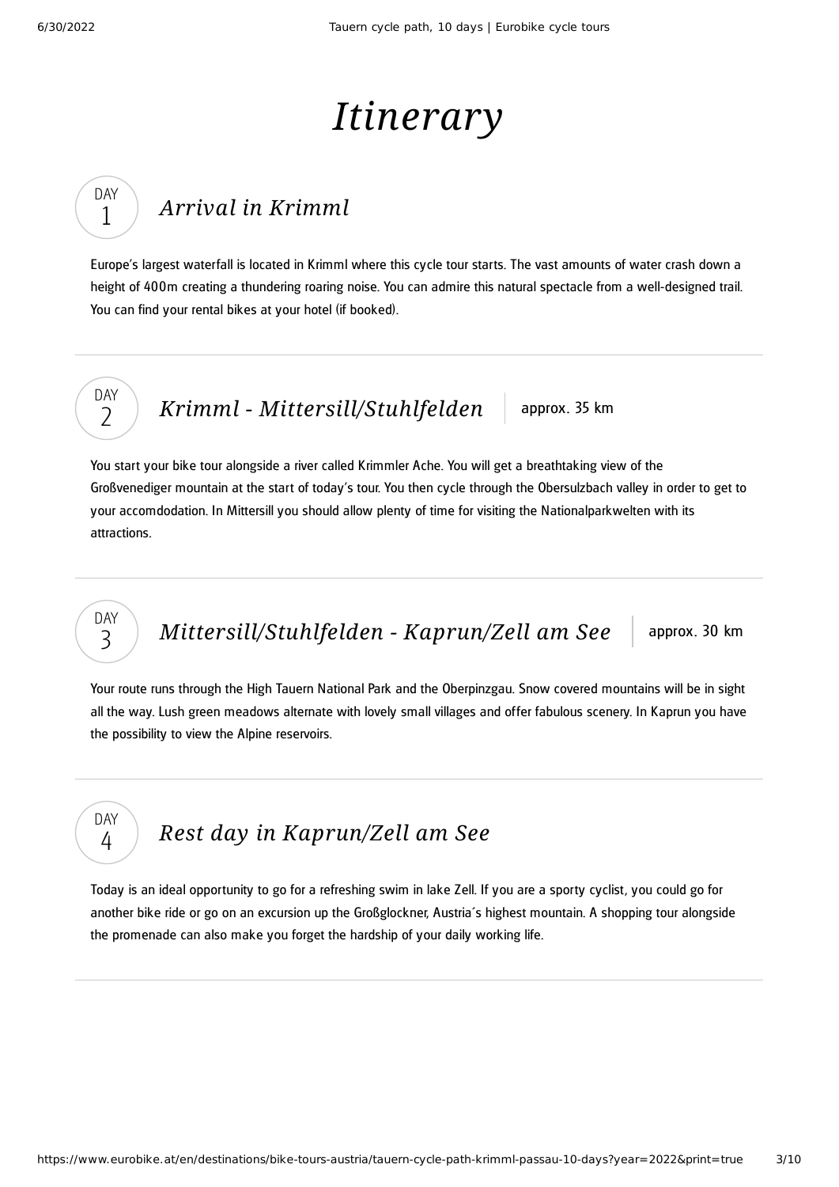# Itinerary

## DAY 1 — *Arrival in Krimml*

Europe's largest waterfall is located in Krimml where this cycle tour starts. The vast amounts of water crash down a height of 400m creating a thundering roaring noise. You can admire this natural spectacle from a well-designed trail. You can find your rental bikes at your hotel (if booked).

---

## DAY 2 — *Krimml - Mittersill/Stuhlfelden* | approx. 35 km

You start your bike tour alongside a river called Krimmler Ache. You will get a breathtaking view of the Großvenediger mountain at the start of today's tour. You then cycle through the Obersulzbach valley in order to get to your accomdodation. In Mittersill you should allow plenty of time for visiting the Nationalparkwelten with its attractions.

---

## DAY 3 — *Mittersill/Stuhlfelden - Kaprun/Zell am See* | approx. 30 km

Your route runs through the High Tauern National Park and the Oberpinzgau. Snow covered mountains will be in sight all the way. Lush green meadows alternate with lovely small villages and offer fabulous scenery. In Kaprun you have the possibility to view the Alpine reservoirs.

---

## DAY 4 — *Rest day in Kaprun/Zell am See*

Today is an ideal opportunity to go for a refreshing swim in lake Zell. If you are a sporty cyclist, you could go for another bike ride or go on an excursion up the Großglockner, Austria´s highest mountain. A shopping tour alongside the promenade can also make you forget the hardship of your daily working life.

---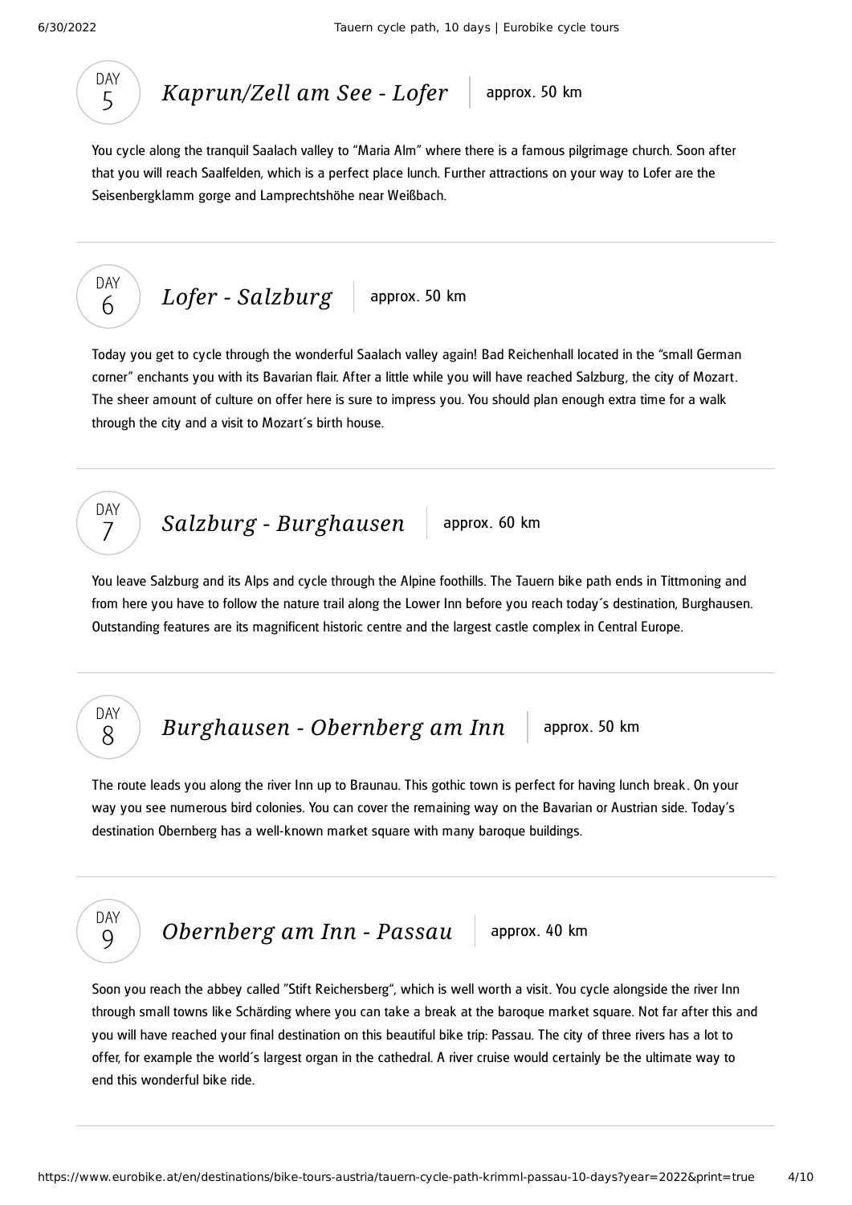## DAY 5 *Kaprun/Zell am See - Lofer* | approx. 50 km

You cycle along the tranquil Saalach valley to "Maria Alm" where there is a famous pilgrimage church. Soon after that you will reach Saalfelden, which is a perfect place lunch. Further attractions on your way to Lofer are the Seisenbergklamm gorge and Lamprechtshöhe near Weißbach.

---

## DAY 6 *Lofer - Salzburg* | approx. 50 km

Today you get to cycle through the wonderful Saalach valley again! Bad Reichenhall located in the "small German corner" enchants you with its Bavarian flair. After a little while you will have reached Salzburg, the city of Mozart. The sheer amount of culture on offer here is sure to impress you. You should plan enough extra time for a walk through the city and a visit to Mozart´s birth house.

---

## DAY 7 *Salzburg - Burghausen* | approx. 60 km

You leave Salzburg and its Alps and cycle through the Alpine foothills. The Tauern bike path ends in Tittmoning and from here you have to follow the nature trail along the Lower Inn before you reach today´s destination, Burghausen. Outstanding features are its magnificent historic centre and the largest castle complex in Central Europe.

---

## DAY 8 *Burghausen - Obernberg am Inn* | approx. 50 km

The route leads you along the river Inn up to Braunau. This gothic town is perfect for having lunch break. On your way you see numerous bird colonies. You can cover the remaining way on the Bavarian or Austrian side. Today's destination Obernberg has a well-known market square with many baroque buildings.

---

## DAY 9 *Obernberg am Inn - Passau* | approx. 40 km

Soon you reach the abbey called "Stift Reichersberg", which is well worth a visit. You cycle alongside the river Inn through small towns like Schärding where you can take a break at the baroque market square. Not far after this and you will have reached your final destination on this beautiful bike trip: Passau. The city of three rivers has a lot to offer, for example the world´s largest organ in the cathedral. A river cruise would certainly be the ultimate way to end this wonderful bike ride.

---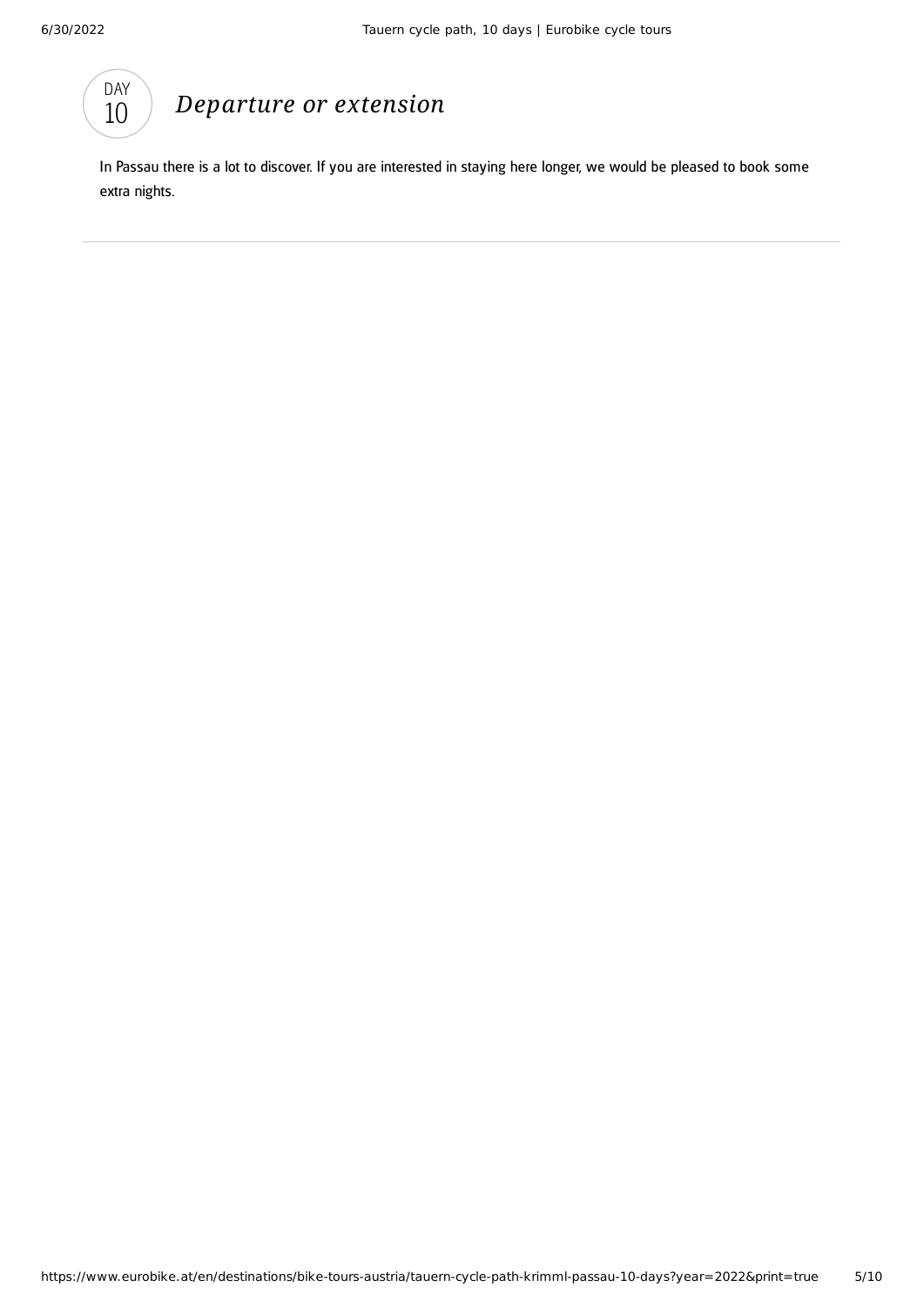## DAY 10 *Departure or extension*

In Passau there is a lot to discover. If you are interested in staying here longer, we would be pleased to book some extra nights.

---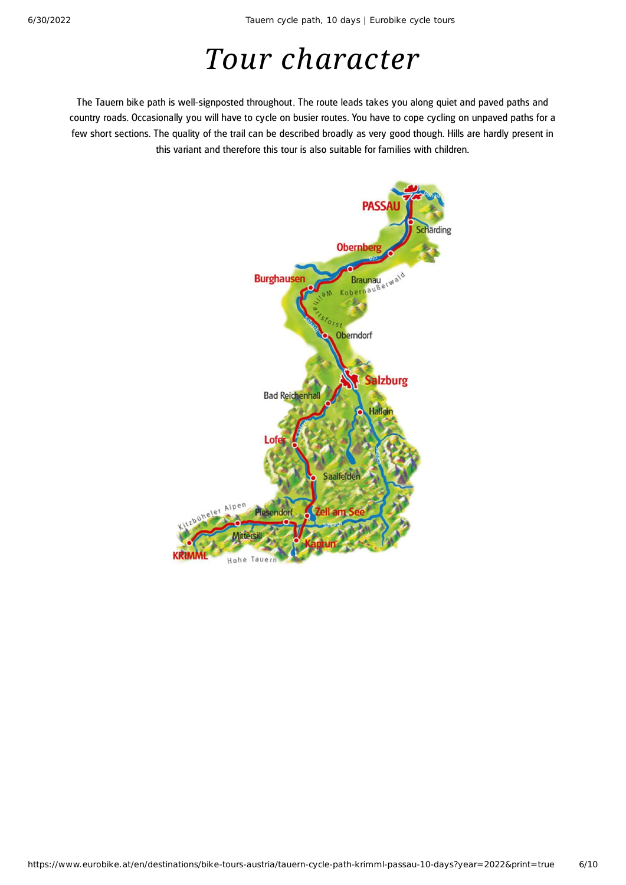# Tour character

The Tauern bike path is well-signposted throughout. The route leads takes you along quiet and paved paths and country roads. Occasionally you will have to cycle on busier routes. You have to cope cycling on unpaved paths for a few short sections. The quality of the trail can be described broadly as very good though. Hills are hardly present in this variant and therefore this tour is also suitable for families with children.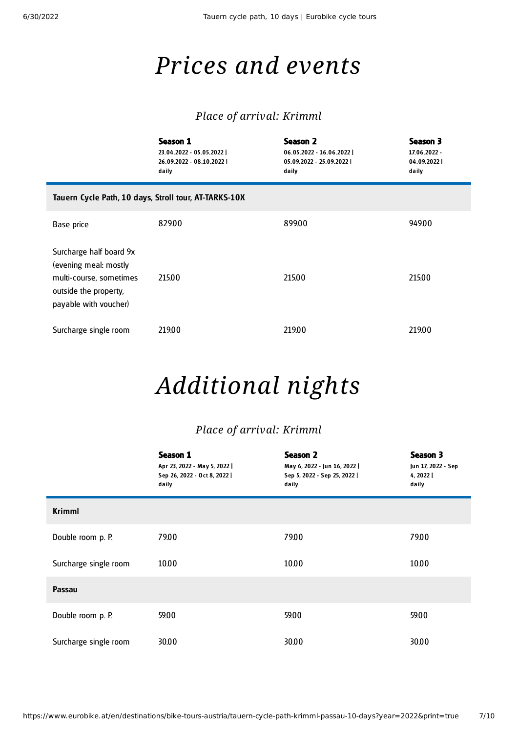# Prices and events

## Place of arrival: Krimml

| | Season 1<br>23.04.2022 - 05.05.2022 \|<br>26.09.2022 - 08.10.2022 \|<br>daily | Season 2<br>06.05.2022 - 16.06.2022 \|<br>05.09.2022 - 25.09.2022 \|<br>daily | Season 3<br>17.06.2022 -<br>04.09.2022 \|<br>daily |
|---|---|---|---|
| **Tauern Cycle Path, 10 days, Stroll tour, AT-TARKS-10X** | | | |
| Base price | 829.00 | 899.00 | 949.00 |
| Surcharge half board 9x (evening meal: mostly multi-course, sometimes outside the property, payable with voucher) | 215.00 | 215.00 | 215.00 |
| Surcharge single room | 219.00 | 219.00 | 219.00 |

# Additional nights

## Place of arrival: Krimml

| | Season 1<br>Apr 23, 2022 - May 5, 2022 \|<br>Sep 26, 2022 - Oct 8, 2022 \|<br>daily | Season 2<br>May 6, 2022 - Jun 16, 2022 \|<br>Sep 5, 2022 - Sep 25, 2022 \|<br>daily | Season 3<br>Jun 17, 2022 - Sep 4, 2022 \|<br>daily |
|---|---|---|---|
| **Krimml** | | | |
| Double room p. P. | 79.00 | 79.00 | 79.00 |
| Surcharge single room | 10.00 | 10.00 | 10.00 |
| **Passau** | | | |
| Double room p. P. | 59.00 | 59.00 | 59.00 |
| Surcharge single room | 30.00 | 30.00 | 30.00 |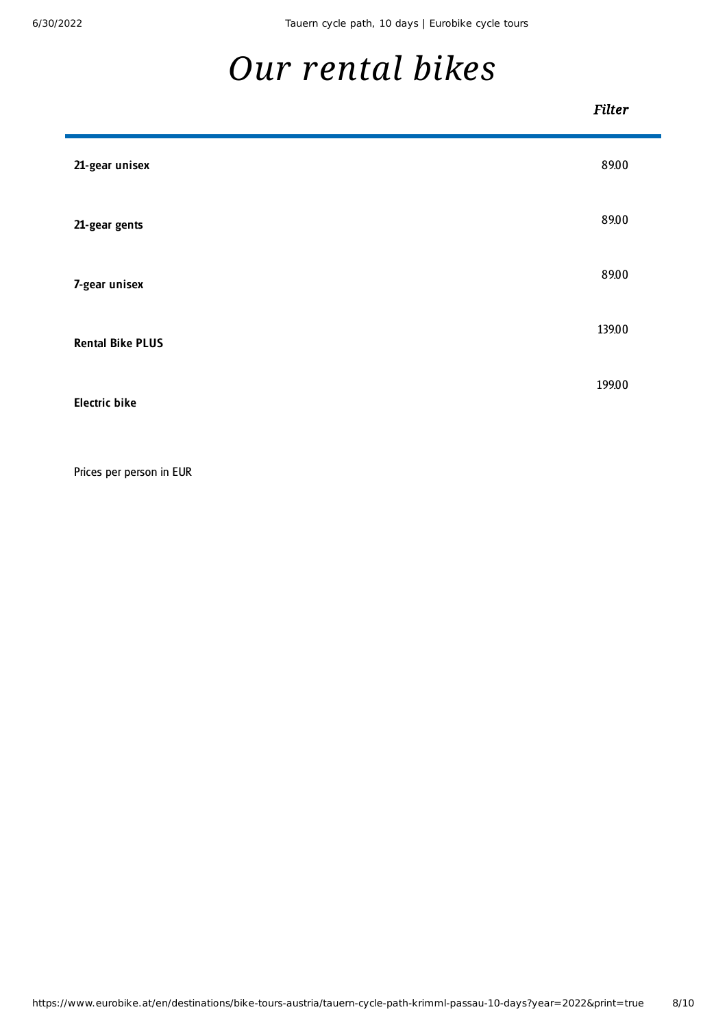# *Our rental bikes*

*Filter*

| | |
|---|---|
| **21-gear unisex** | 89.00 |
| **21-gear gents** | 89.00 |
| **7-gear unisex** | 89.00 |
| **Rental Bike PLUS** | 139.00 |
| **Electric bike** | 199.00 |

Prices per person in EUR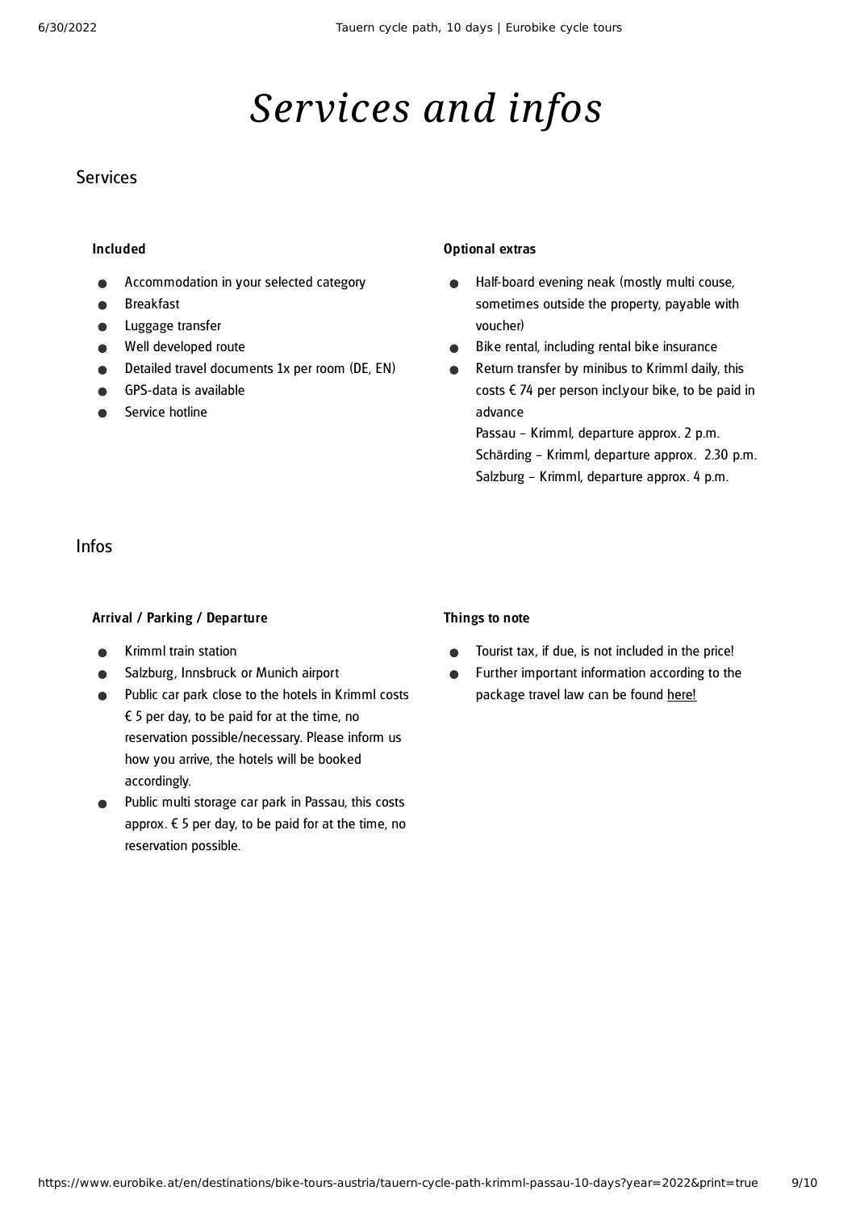# Services and infos

## Services

### Included

- Accommodation in your selected category
- Breakfast
- Luggage transfer
- Well developed route
- Detailed travel documents 1x per room (DE, EN)
- GPS-data is available
- Service hotline

### Optional extras

- Half-board evening neak (mostly multi couse, sometimes outside the property, payable with voucher)
- Bike rental, including rental bike insurance
- Return transfer by minibus to Krimml daily, this costs € 74 per person incl.your bike, to be paid in advance
  Passau – Krimml, departure approx. 2 p.m.
  Schärding – Krimml, departure approx. 2.30 p.m.
  Salzburg – Krimml, departure approx. 4 p.m.

## Infos

### Arrival / Parking / Departure

- Krimml train station
- Salzburg, Innsbruck or Munich airport
- Public car park close to the hotels in Krimml costs € 5 per day, to be paid for at the time, no reservation possible/necessary. Please inform us how you arrive, the hotels will be booked accordingly.
- Public multi storage car park in Passau, this costs approx. € 5 per day, to be paid for at the time, no reservation possible.

### Things to note

- Tourist tax, if due, is not included in the price!
- Further important information according to the package travel law can be found here!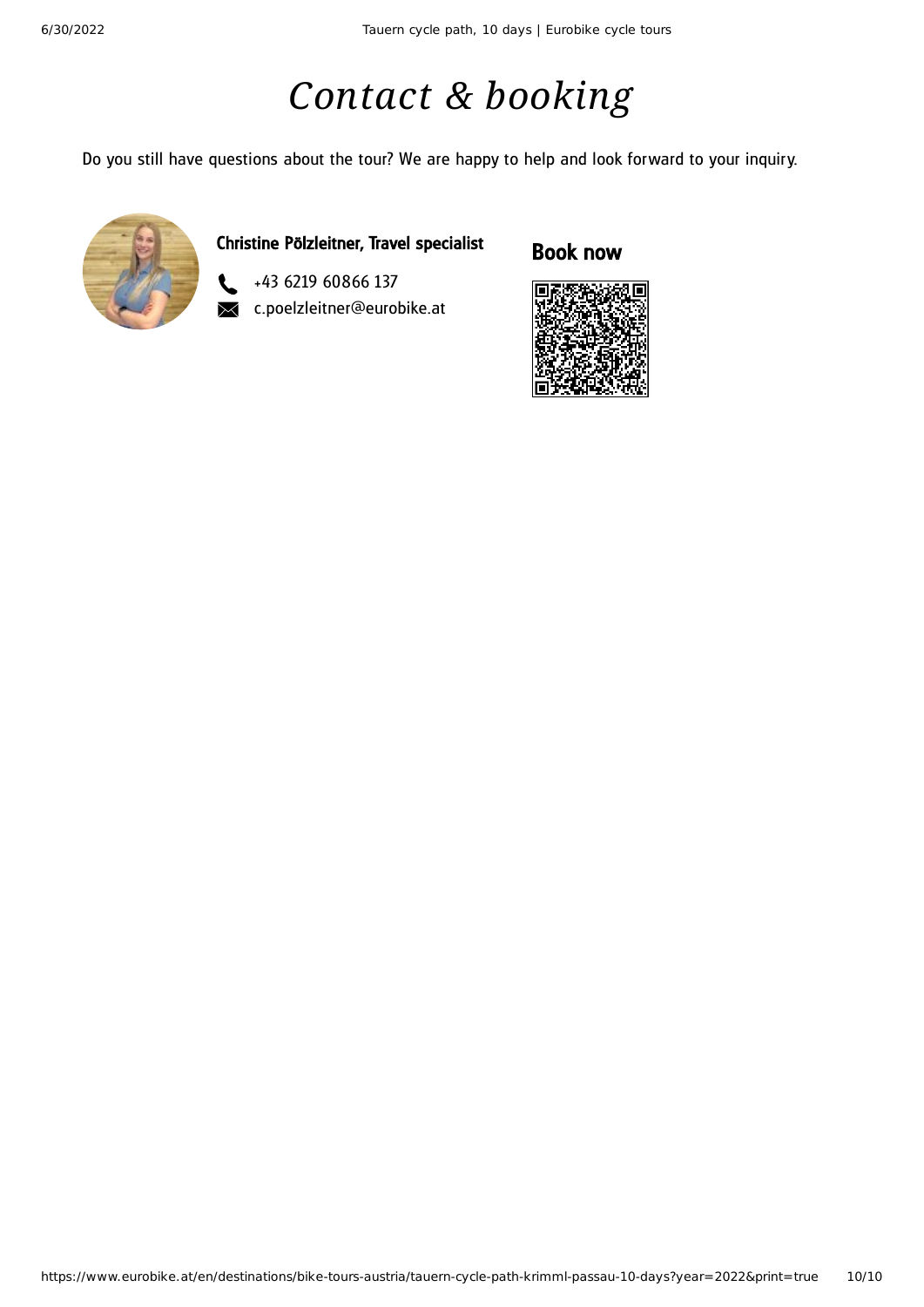# *Contact & booking*

Do you still have questions about the tour? We are happy to help and look forward to your inquiry.

**Christine Pölzleitner, Travel specialist**

+43 6219 60866 137

c.poelzleitner@eurobike.at

**Book now**